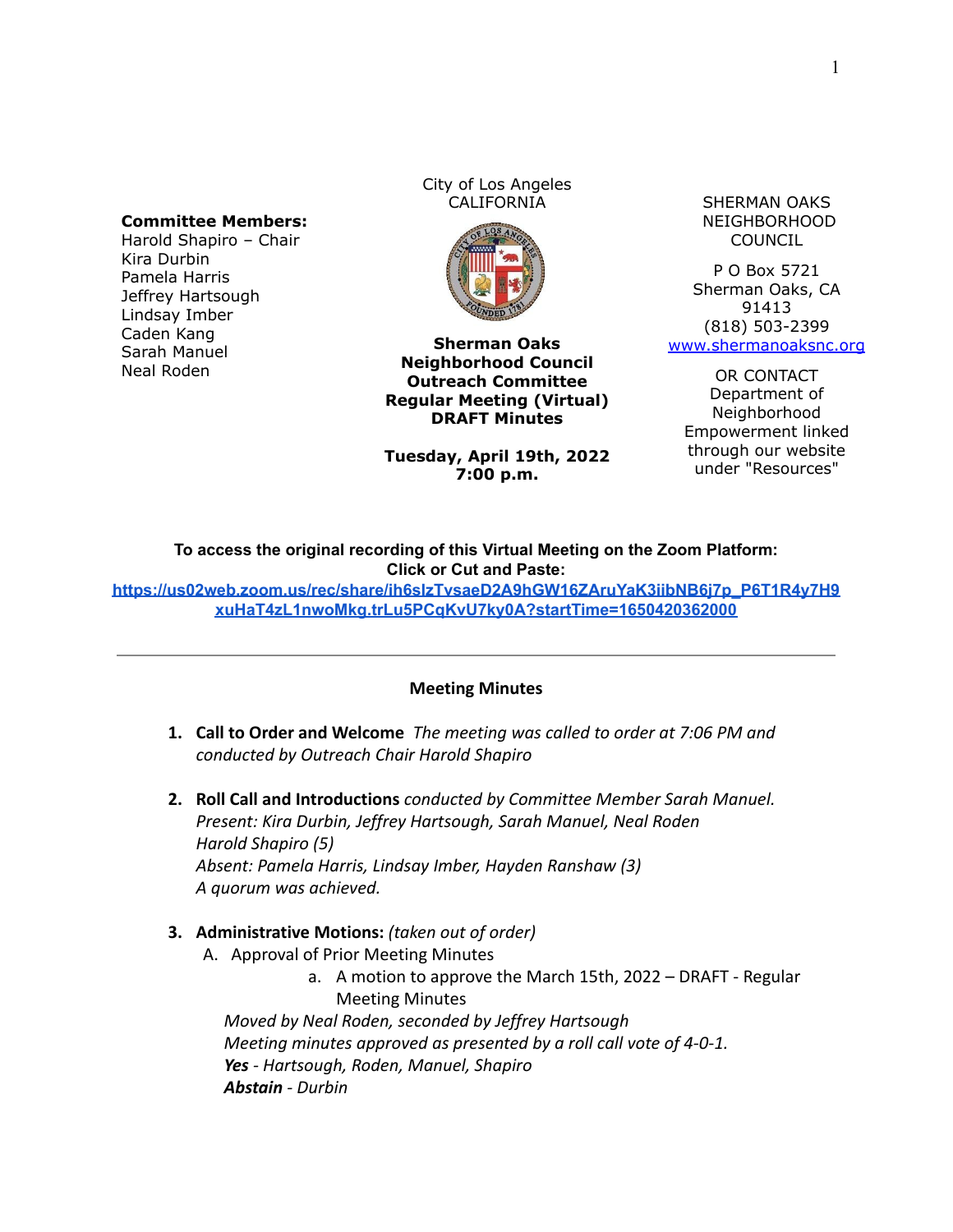**Committee Members:**
Harold Shapiro – Chair
Kira Durbin
Pamela Harris
Jeffrey Hartsough
Lindsay Imber
Caden Kang
Sarah Manuel
Neal Roden

City of Los Angeles
CALIFORNIA

**Sherman Oaks Neighborhood Council Outreach Committee Regular Meeting (Virtual) DRAFT Minutes**

**Tuesday, April 19th, 2022**
**7:00 p.m.**

SHERMAN OAKS NEIGHBORHOOD COUNCIL

P O Box 5721
Sherman Oaks, CA 91413
(818) 503-2399
[www.shermanoaksnc.org](http://www.shermanoaksnc.org)

OR CONTACT Department of Neighborhood Empowerment linked through our website under "Resources"

**To access the original recording of this Virtual Meeting on the Zoom Platform:**
**Click or Cut and Paste:**
**https://us02web.zoom.us/rec/share/ih6slzTvsaeD2A9hGW16ZAruYaK3iibNB6j7p_P6T1R4y7H9xuHaT4zL1nwoMkg.trLu5PCqKvU7ky0A?startTime=1650420362000**

---

**Meeting Minutes**

1. **Call to Order and Welcome** *The meeting was called to order at 7:06 PM and conducted by Outreach Chair Harold Shapiro*

2. **Roll Call and Introductions** *conducted by Committee Member Sarah Manuel.*
   *Present: Kira Durbin, Jeffrey Hartsough, Sarah Manuel, Neal Roden*
   *Harold Shapiro (5)*
   *Absent: Pamela Harris, Lindsay Imber, Hayden Ranshaw (3)*
   *A quorum was achieved.*

3. **Administrative Motions:** *(taken out of order)*
   A. Approval of Prior Meeting Minutes
      a. A motion to approve the March 15th, 2022 – DRAFT - Regular Meeting Minutes

   *Moved by Neal Roden, seconded by Jeffrey Hartsough*
   *Meeting minutes approved as presented by a roll call vote of 4-0-1.*
   ***Yes** - Hartsough, Roden, Manuel, Shapiro*
   ***Abstain** - Durbin*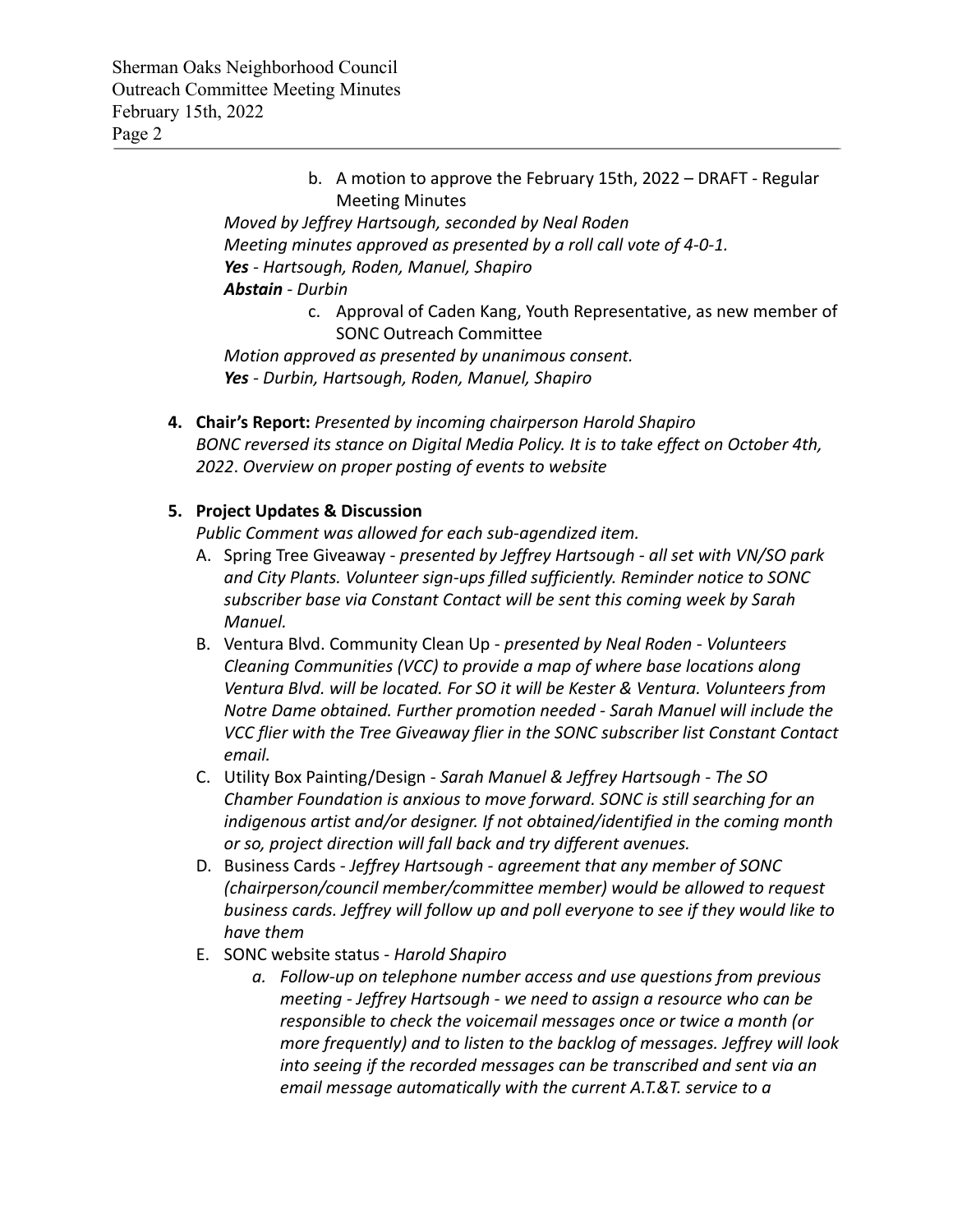b. A motion to approve the February 15th, 2022 – DRAFT - Regular Meeting Minutes

*Moved by Jeffrey Hartsough, seconded by Neal Roden*
*Meeting minutes approved as presented by a roll call vote of 4-0-1.*
***Yes** - Hartsough, Roden, Manuel, Shapiro*
***Abstain** - Durbin*

c. Approval of Caden Kang, Youth Representative, as new member of SONC Outreach Committee

*Motion approved as presented by unanimous consent.*
***Yes** - Durbin, Hartsough, Roden, Manuel, Shapiro*

**4. Chair's Report:** *Presented by incoming chairperson Harold Shapiro*
*BONC reversed its stance on Digital Media Policy. It is to take effect on October 4th, 2022. Overview on proper posting of events to website*

**5. Project Updates & Discussion**

*Public Comment was allowed for each sub-agendized item.*

A. Spring Tree Giveaway - *presented by Jeffrey Hartsough - all set with VN/SO park and City Plants. Volunteer sign-ups filled sufficiently. Reminder notice to SONC subscriber base via Constant Contact will be sent this coming week by Sarah Manuel.*

B. Ventura Blvd. Community Clean Up - *presented by Neal Roden - Volunteers Cleaning Communities (VCC) to provide a map of where base locations along Ventura Blvd. will be located. For SO it will be Kester & Ventura. Volunteers from Notre Dame obtained. Further promotion needed - Sarah Manuel will include the VCC flier with the Tree Giveaway flier in the SONC subscriber list Constant Contact email.*

C. Utility Box Painting/Design - *Sarah Manuel & Jeffrey Hartsough - The SO Chamber Foundation is anxious to move forward. SONC is still searching for an indigenous artist and/or designer. If not obtained/identified in the coming month or so, project direction will fall back and try different avenues.*

D. Business Cards - *Jeffrey Hartsough - agreement that any member of SONC (chairperson/council member/committee member) would be allowed to request business cards. Jeffrey will follow up and poll everyone to see if they would like to have them*

E. SONC website status - *Harold Shapiro*

*a. Follow-up on telephone number access and use questions from previous meeting - Jeffrey Hartsough - we need to assign a resource who can be responsible to check the voicemail messages once or twice a month (or more frequently) and to listen to the backlog of messages. Jeffrey will look into seeing if the recorded messages can be transcribed and sent via an email message automatically with the current A.T.&T. service to a*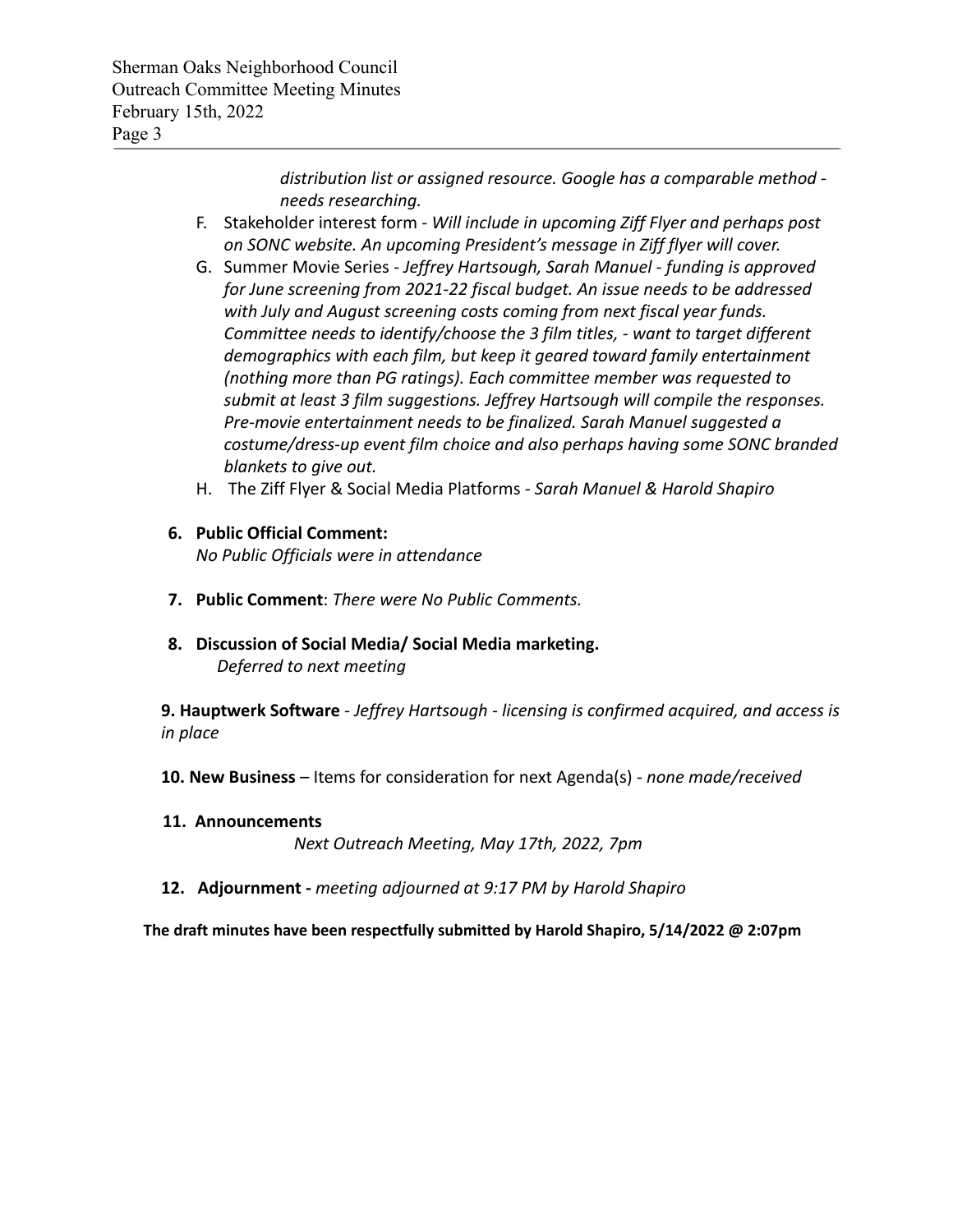*distribution list or assigned resource. Google has a comparable method - needs researching.*

F. Stakeholder interest form - *Will include in upcoming Ziff Flyer and perhaps post on SONC website. An upcoming President's message in Ziff flyer will cover.*

G. Summer Movie Series - *Jeffrey Hartsough, Sarah Manuel - funding is approved for June screening from 2021-22 fiscal budget. An issue needs to be addressed with July and August screening costs coming from next fiscal year funds. Committee needs to identify/choose the 3 film titles, - want to target different demographics with each film, but keep it geared toward family entertainment (nothing more than PG ratings). Each committee member was requested to submit at least 3 film suggestions. Jeffrey Hartsough will compile the responses. Pre-movie entertainment needs to be finalized. Sarah Manuel suggested a costume/dress-up event film choice and also perhaps having some SONC branded blankets to give out.*

H. The Ziff Flyer & Social Media Platforms - *Sarah Manuel & Harold Shapiro*

**6. Public Official Comment:**
*No Public Officials were in attendance*

**7. Public Comment**: *There were No Public Comments.*

**8. Discussion of Social Media/ Social Media marketing.**
*Deferred to next meeting*

**9. Hauptwerk Software** - *Jeffrey Hartsough - licensing is confirmed acquired, and access is in place*

**10. New Business** – Items for consideration for next Agenda(s) - *none made/received*

**11. Announcements**
*Next Outreach Meeting, May 17th, 2022, 7pm*

**12. Adjournment -** *meeting adjourned at 9:17 PM by Harold Shapiro*

**The draft minutes have been respectfully submitted by Harold Shapiro, 5/14/2022 @ 2:07pm**